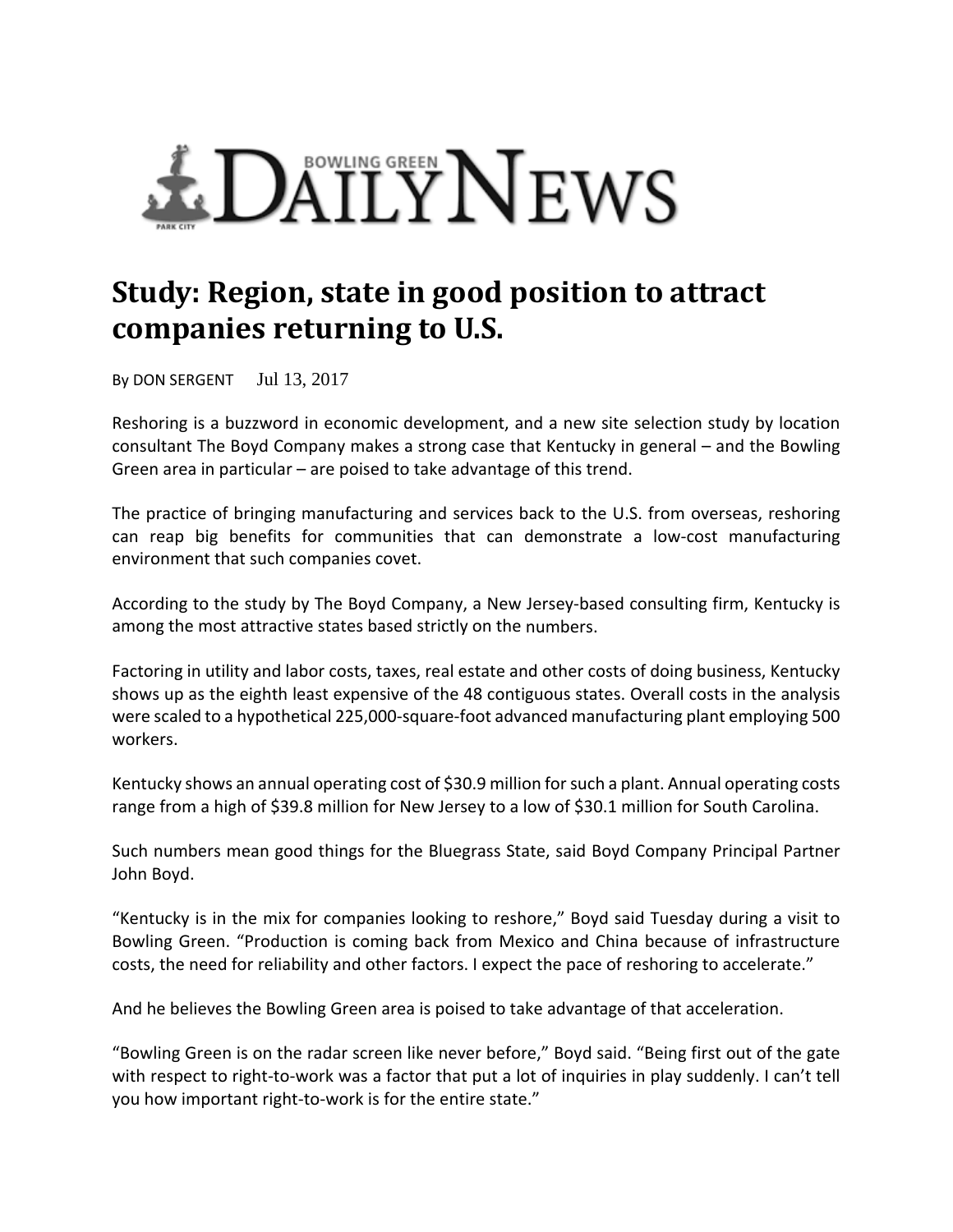BOWLING GREEN DAILY NEWS

# Study: Region, state in good position to attract companies returning to U.S.

By DON SERGENT Jul 13, 2017

Reshoring is a buzzword in economic development, and a new site selection study by location consultant The Boyd Company makes a strong case that Kentucky in general – and the Bowling Green area in particular – are poised to take advantage of this trend.

The practice of bringing manufacturing and services back to the U.S. from overseas, reshoring can reap big benefits for communities that can demonstrate a low-cost manufacturing environment that such companies covet.

According to the study by The Boyd Company, a New Jersey-based consulting firm, Kentucky is among the most attractive states based strictly on the numbers.

Factoring in utility and labor costs, taxes, real estate and other costs of doing business, Kentucky shows up as the eighth least expensive of the 48 contiguous states. Overall costs in the analysis were scaled to a hypothetical 225,000-square-foot advanced manufacturing plant employing 500 workers.

Kentucky shows an annual operating cost of $30.9 million for such a plant. Annual operating costs range from a high of $39.8 million for New Jersey to a low of $30.1 million for South Carolina.

Such numbers mean good things for the Bluegrass State, said Boyd Company Principal Partner John Boyd.

"Kentucky is in the mix for companies looking to reshore," Boyd said Tuesday during a visit to Bowling Green. "Production is coming back from Mexico and China because of infrastructure costs, the need for reliability and other factors. I expect the pace of reshoring to accelerate."

And he believes the Bowling Green area is poised to take advantage of that acceleration.

"Bowling Green is on the radar screen like never before," Boyd said. "Being first out of the gate with respect to right-to-work was a factor that put a lot of inquiries in play suddenly. I can't tell you how important right-to-work is for the entire state."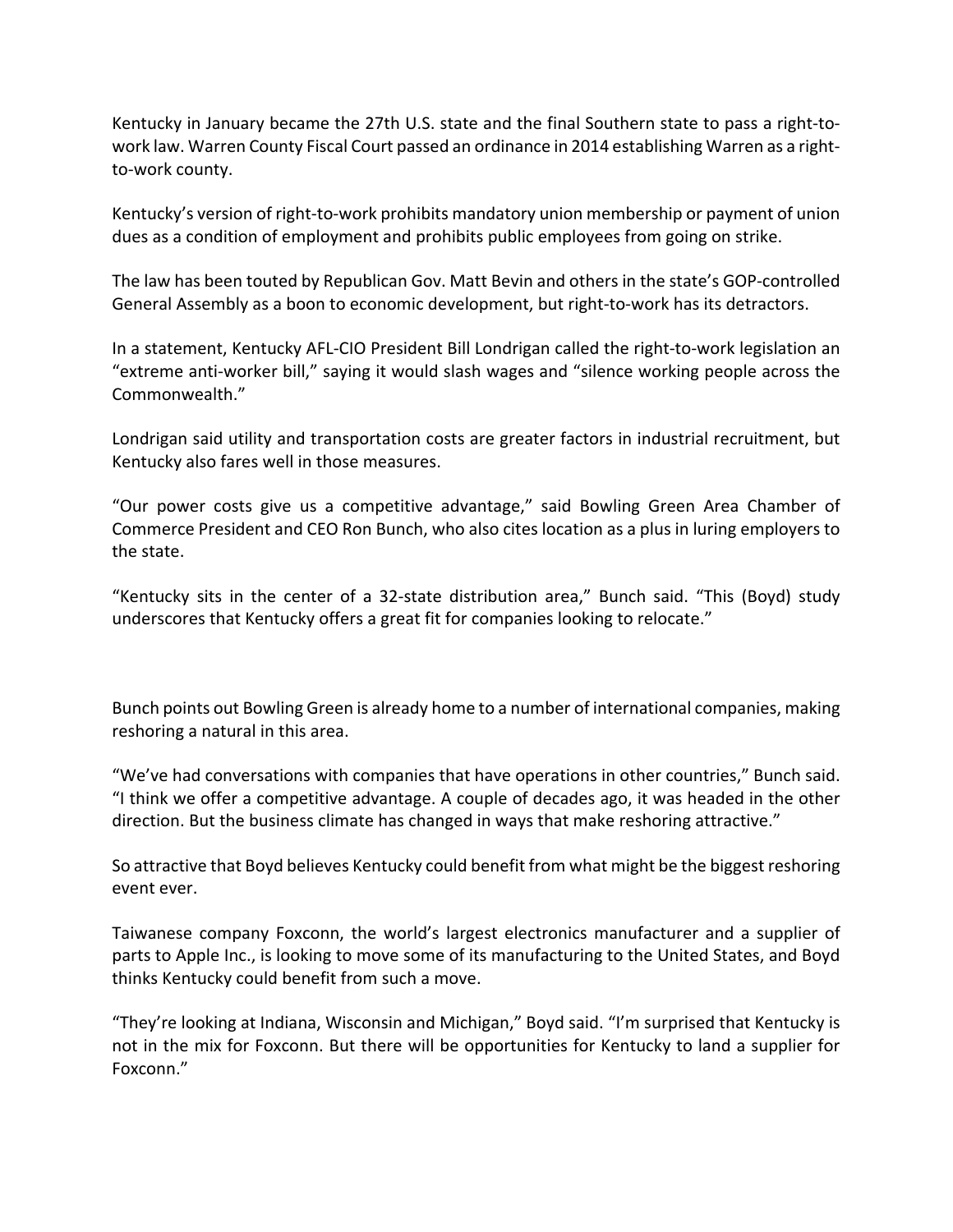Kentucky in January became the 27th U.S. state and the final Southern state to pass a right-to-work law. Warren County Fiscal Court passed an ordinance in 2014 establishing Warren as a right-to-work county.

Kentucky's version of right-to-work prohibits mandatory union membership or payment of union dues as a condition of employment and prohibits public employees from going on strike.

The law has been touted by Republican Gov. Matt Bevin and others in the state's GOP-controlled General Assembly as a boon to economic development, but right-to-work has its detractors.

In a statement, Kentucky AFL-CIO President Bill Londrigan called the right-to-work legislation an "extreme anti-worker bill," saying it would slash wages and "silence working people across the Commonwealth."

Londrigan said utility and transportation costs are greater factors in industrial recruitment, but Kentucky also fares well in those measures.

"Our power costs give us a competitive advantage," said Bowling Green Area Chamber of Commerce President and CEO Ron Bunch, who also cites location as a plus in luring employers to the state.

"Kentucky sits in the center of a 32-state distribution area," Bunch said. "This (Boyd) study underscores that Kentucky offers a great fit for companies looking to relocate."

Bunch points out Bowling Green is already home to a number of international companies, making reshoring a natural in this area.

"We've had conversations with companies that have operations in other countries," Bunch said. "I think we offer a competitive advantage. A couple of decades ago, it was headed in the other direction. But the business climate has changed in ways that make reshoring attractive."

So attractive that Boyd believes Kentucky could benefit from what might be the biggest reshoring event ever.

Taiwanese company Foxconn, the world's largest electronics manufacturer and a supplier of parts to Apple Inc., is looking to move some of its manufacturing to the United States, and Boyd thinks Kentucky could benefit from such a move.

"They're looking at Indiana, Wisconsin and Michigan," Boyd said. "I'm surprised that Kentucky is not in the mix for Foxconn. But there will be opportunities for Kentucky to land a supplier for Foxconn."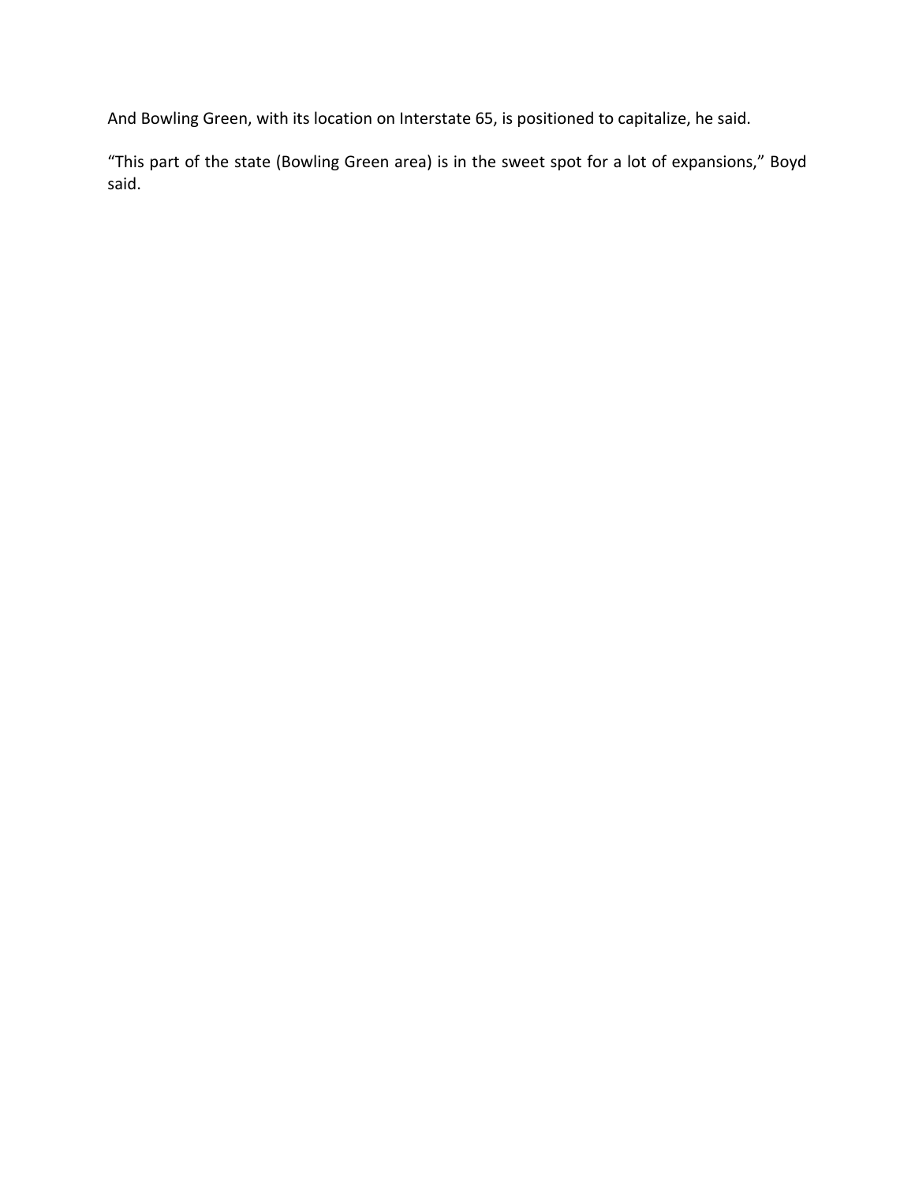And Bowling Green, with its location on Interstate 65, is positioned to capitalize, he said.

“This part of the state (Bowling Green area) is in the sweet spot for a lot of expansions,” Boyd said.